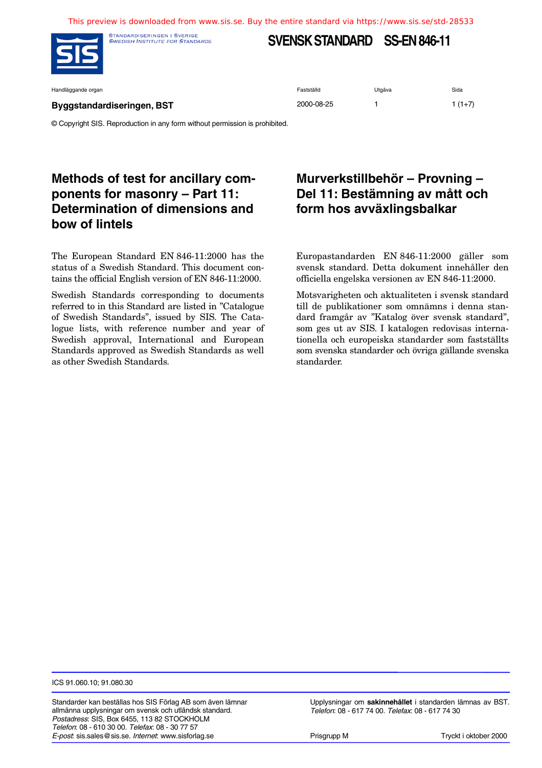This preview is downloaded from www.sis.se. Buy the entire standard via https://www.sis.se/std-28533

STANDARDISERINGEN I SVERIGE
SWEDISH INSTITUTE FOR STANDARDS

# SVENSK STANDARD SS-EN 846-11

| Handläggande organ | Fastställd | Utgåva | Sida |
|---|---|---|---|
| **Byggstandardiseringen, BST** | 2000-08-25 | 1 | 1 (1+7) |

© Copyright SIS. Reproduction in any form without permission is prohibited.

## Methods of test for ancillary components for masonry – Part 11: Determination of dimensions and bow of lintels

The European Standard EN 846-11:2000 has the status of a Swedish Standard. This document contains the official English version of EN 846-11:2000.

Swedish Standards corresponding to documents referred to in this Standard are listed in ”Catalogue of Swedish Standards”, issued by SIS. The Catalogue lists, with reference number and year of Swedish approval, International and European Standards approved as Swedish Standards as well as other Swedish Standards.

## Murverkstillbehör – Provning – Del 11: Bestämning av mått och form hos avväxlingsbalkar

Europastandarden EN 846-11:2000 gäller som svensk standard. Detta dokument innehåller den officiella engelska versionen av EN 846-11:2000.

Motsvarigheten och aktualiteten i svensk standard till de publikationer som omnämns i denna standard framgår av ”Katalog över svensk standard”, som ges ut av SIS. I katalogen redovisas internationella och europeiska standarder som fastställts som svenska standarder och övriga gällande svenska standarder.

ICS 91.060.10; 91.080.30

Standarder kan beställas hos SIS Förlag AB som även lämnar allmänna upplysningar om svensk och utländsk standard.
*Postadress*: SIS, Box 6455, 113 82 STOCKHOLM
*Telefon*: 08 - 610 30 00. *Telefax*: 08 - 30 77 57
*E-post*: sis.sales@sis.se. *Internet*: www.sisforlag.se

Upplysningar om **sakinnehållet** i standarden lämnas av BST.
*Telefon*: 08 - 617 74 00. *Telefax*: 08 - 617 74 30

Prisgrupp M

Tryckt i oktober 2000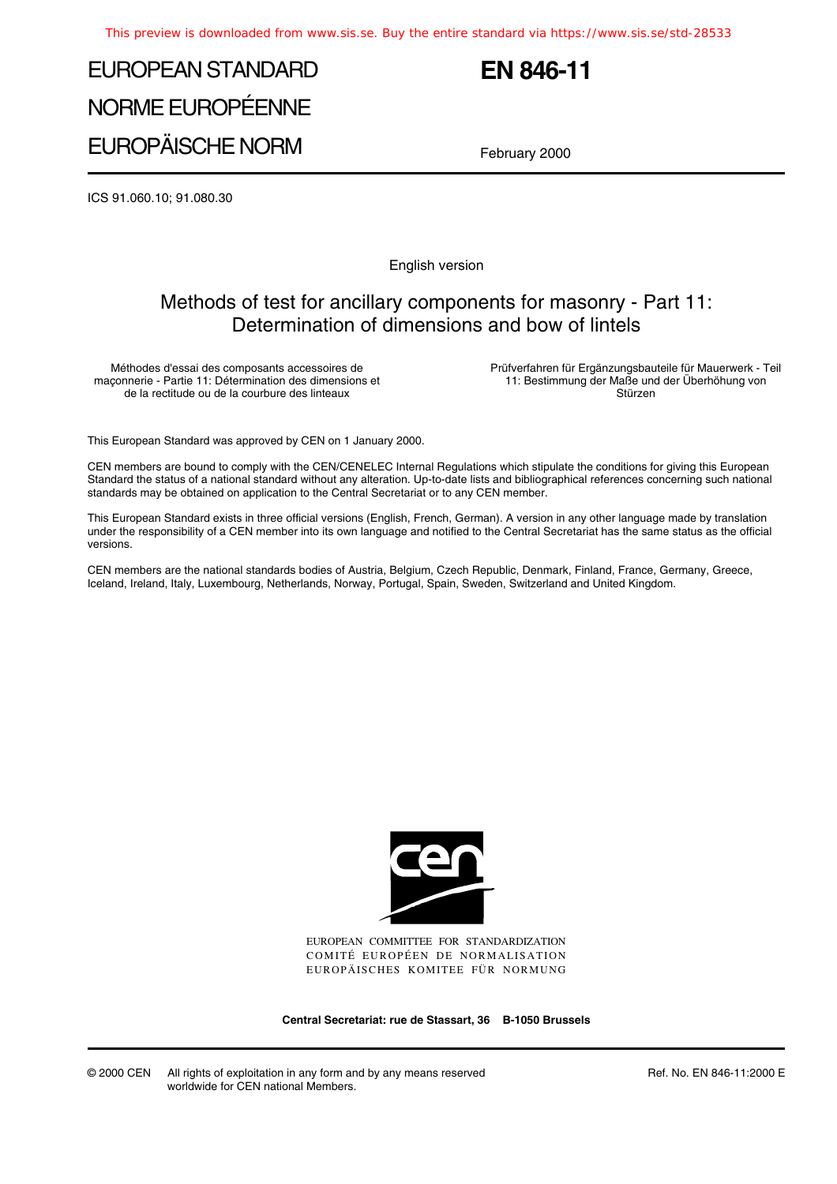This preview is downloaded from www.sis.se. Buy the entire standard via https://www.sis.se/std-28533

# EUROPEAN STANDARD
# NORME EUROPÉENNE
# EUROPÄISCHE NORM

# EN 846-11

February 2000

ICS 91.060.10; 91.080.30

English version

## Methods of test for ancillary components for masonry - Part 11: Determination of dimensions and bow of lintels

Méthodes d'essai des composants accessoires de maçonnerie - Partie 11: Détermination des dimensions et de la rectitude ou de la courbure des linteaux

Prüfverfahren für Ergänzungsbauteile für Mauerwerk - Teil 11: Bestimmung der Maße und der Überhöhung von Stürzen

This European Standard was approved by CEN on 1 January 2000.

CEN members are bound to comply with the CEN/CENELEC Internal Regulations which stipulate the conditions for giving this European Standard the status of a national standard without any alteration. Up-to-date lists and bibliographical references concerning such national standards may be obtained on application to the Central Secretariat or to any CEN member.

This European Standard exists in three official versions (English, French, German). A version in any other language made by translation under the responsibility of a CEN member into its own language and notified to the Central Secretariat has the same status as the official versions.

CEN members are the national standards bodies of Austria, Belgium, Czech Republic, Denmark, Finland, France, Germany, Greece, Iceland, Ireland, Italy, Luxembourg, Netherlands, Norway, Portugal, Spain, Sweden, Switzerland and United Kingdom.

EUROPEAN COMMITTEE FOR STANDARDIZATION
COMITÉ EUROPÉEN DE NORMALISATION
EUROPÄISCHES KOMITEE FÜR NORMUNG

**Central Secretariat: rue de Stassart, 36 B-1050 Brussels**

© 2000 CEN All rights of exploitation in any form and by any means reserved worldwide for CEN national Members.

Ref. No. EN 846-11:2000 E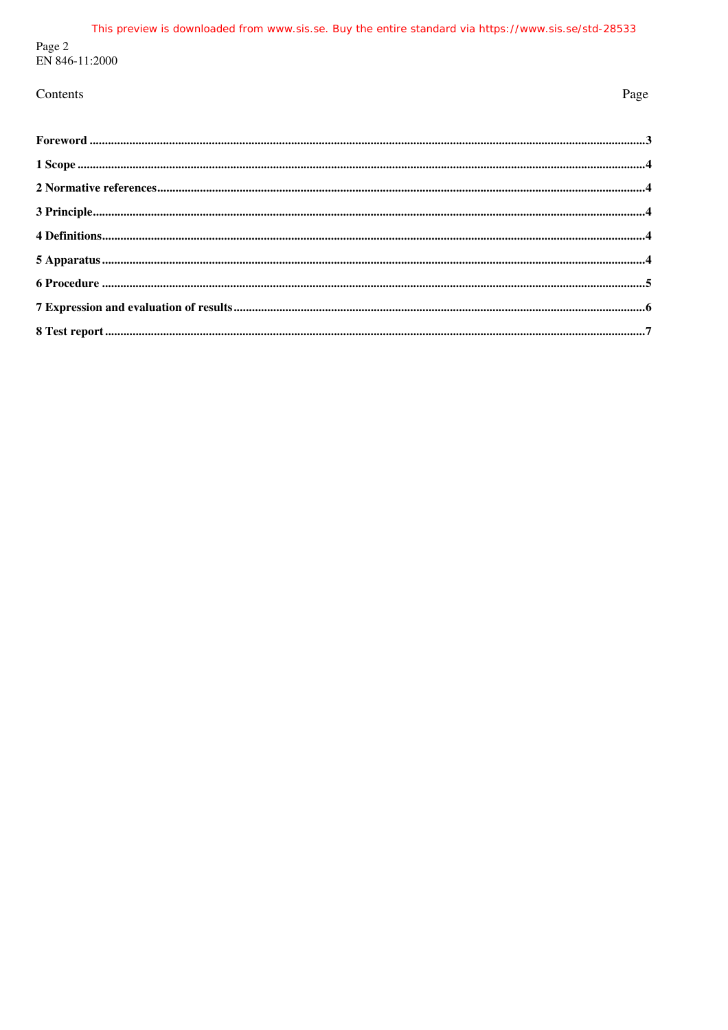Contents

| | Page |
|---|---|
| **Foreword** | **3** |
| **1 Scope** | **4** |
| **2 Normative references** | **4** |
| **3 Principle** | **4** |
| **4 Definitions** | **4** |
| **5 Apparatus** | **4** |
| **6 Procedure** | **5** |
| **7 Expression and evaluation of results** | **6** |
| **8 Test report** | **7** |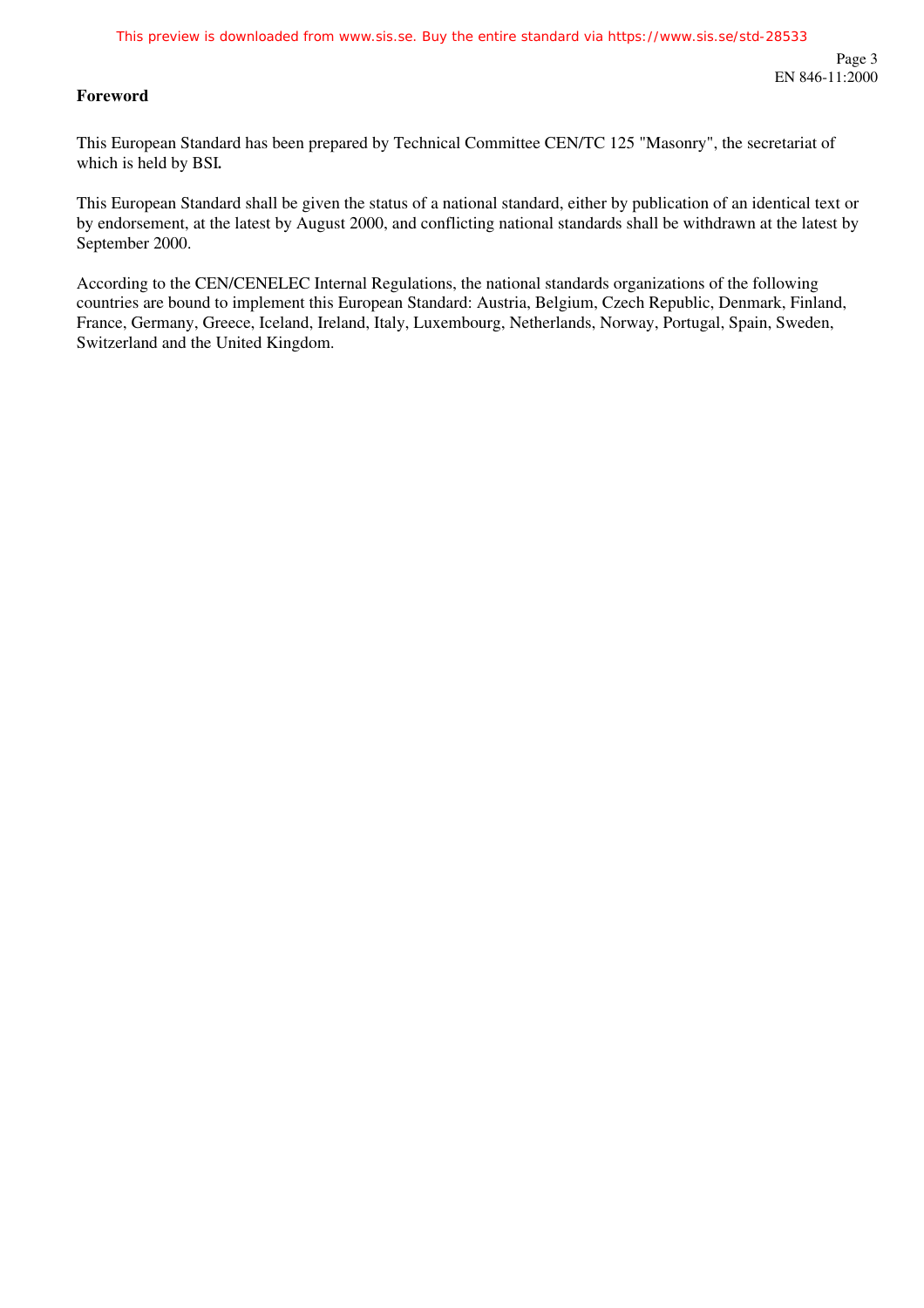## Foreword

This European Standard has been prepared by Technical Committee CEN/TC 125 "Masonry", the secretariat of which is held by BSI.

This European Standard shall be given the status of a national standard, either by publication of an identical text or by endorsement, at the latest by August 2000, and conflicting national standards shall be withdrawn at the latest by September 2000.

According to the CEN/CENELEC Internal Regulations, the national standards organizations of the following countries are bound to implement this European Standard: Austria, Belgium, Czech Republic, Denmark, Finland, France, Germany, Greece, Iceland, Ireland, Italy, Luxembourg, Netherlands, Norway, Portugal, Spain, Sweden, Switzerland and the United Kingdom.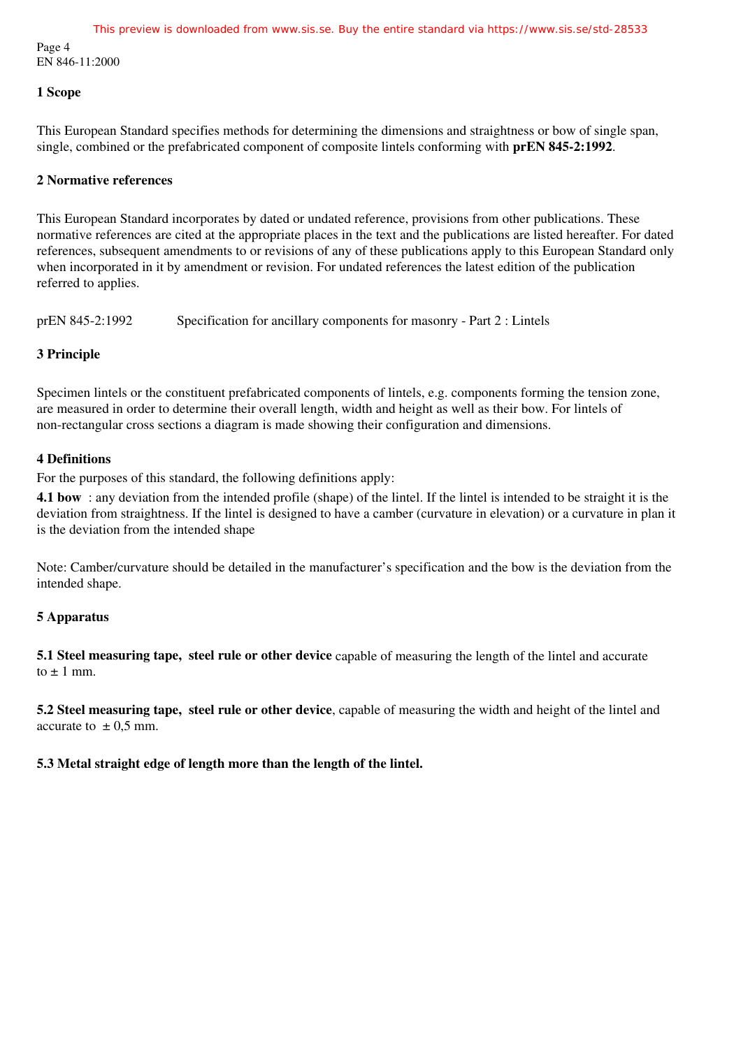## 1 Scope

This European Standard specifies methods for determining the dimensions and straightness or bow of single span, single, combined or the prefabricated component of composite lintels conforming with **prEN 845-2:1992**.

## 2 Normative references

This European Standard incorporates by dated or undated reference, provisions from other publications. These normative references are cited at the appropriate places in the text and the publications are listed hereafter. For dated references, subsequent amendments to or revisions of any of these publications apply to this European Standard only when incorporated in it by amendment or revision. For undated references the latest edition of the publication referred to applies.

prEN 845-2:1992 Specification for ancillary components for masonry - Part 2 : Lintels

## 3 Principle

Specimen lintels or the constituent prefabricated components of lintels, e.g. components forming the tension zone, are measured in order to determine their overall length, width and height as well as their bow. For lintels of non-rectangular cross sections a diagram is made showing their configuration and dimensions.

## 4 Definitions

For the purposes of this standard, the following definitions apply:

**4.1 bow** : any deviation from the intended profile (shape) of the lintel. If the lintel is intended to be straight it is the deviation from straightness. If the lintel is designed to have a camber (curvature in elevation) or a curvature in plan it is the deviation from the intended shape

Note: Camber/curvature should be detailed in the manufacturer's specification and the bow is the deviation from the intended shape.

## 5 Apparatus

**5.1 Steel measuring tape, steel rule or other device** capable of measuring the length of the lintel and accurate to ± 1 mm.

**5.2 Steel measuring tape, steel rule or other device**, capable of measuring the width and height of the lintel and accurate to ± 0,5 mm.

**5.3 Metal straight edge of length more than the length of the lintel.**